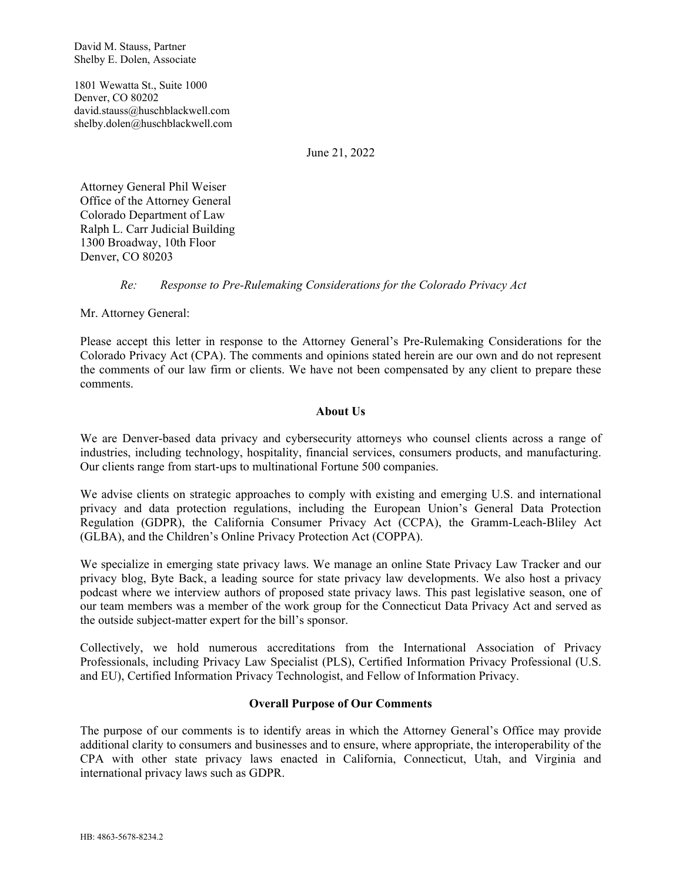David M. Stauss, Partner
Shelby E. Dolen, Associate

1801 Wewatta St., Suite 1000
Denver, CO 80202
david.stauss@huschblackwell.com
shelby.dolen@huschblackwell.com

June 21, 2022

Attorney General Phil Weiser
Office of the Attorney General
Colorado Department of Law
Ralph L. Carr Judicial Building
1300 Broadway, 10th Floor
Denver, CO 80203

*Re: Response to Pre-Rulemaking Considerations for the Colorado Privacy Act*

Mr. Attorney General:

Please accept this letter in response to the Attorney General's Pre-Rulemaking Considerations for the Colorado Privacy Act (CPA). The comments and opinions stated herein are our own and do not represent the comments of our law firm or clients. We have not been compensated by any client to prepare these comments.

**About Us**

We are Denver-based data privacy and cybersecurity attorneys who counsel clients across a range of industries, including technology, hospitality, financial services, consumers products, and manufacturing. Our clients range from start-ups to multinational Fortune 500 companies.

We advise clients on strategic approaches to comply with existing and emerging U.S. and international privacy and data protection regulations, including the European Union's General Data Protection Regulation (GDPR), the California Consumer Privacy Act (CCPA), the Gramm-Leach-Bliley Act (GLBA), and the Children's Online Privacy Protection Act (COPPA).

We specialize in emerging state privacy laws. We manage an online State Privacy Law Tracker and our privacy blog, Byte Back, a leading source for state privacy law developments. We also host a privacy podcast where we interview authors of proposed state privacy laws. This past legislative season, one of our team members was a member of the work group for the Connecticut Data Privacy Act and served as the outside subject-matter expert for the bill's sponsor.

Collectively, we hold numerous accreditations from the International Association of Privacy Professionals, including Privacy Law Specialist (PLS), Certified Information Privacy Professional (U.S. and EU), Certified Information Privacy Technologist, and Fellow of Information Privacy.

**Overall Purpose of Our Comments**

The purpose of our comments is to identify areas in which the Attorney General's Office may provide additional clarity to consumers and businesses and to ensure, where appropriate, the interoperability of the CPA with other state privacy laws enacted in California, Connecticut, Utah, and Virginia and international privacy laws such as GDPR.

HB: 4863-5678-8234.2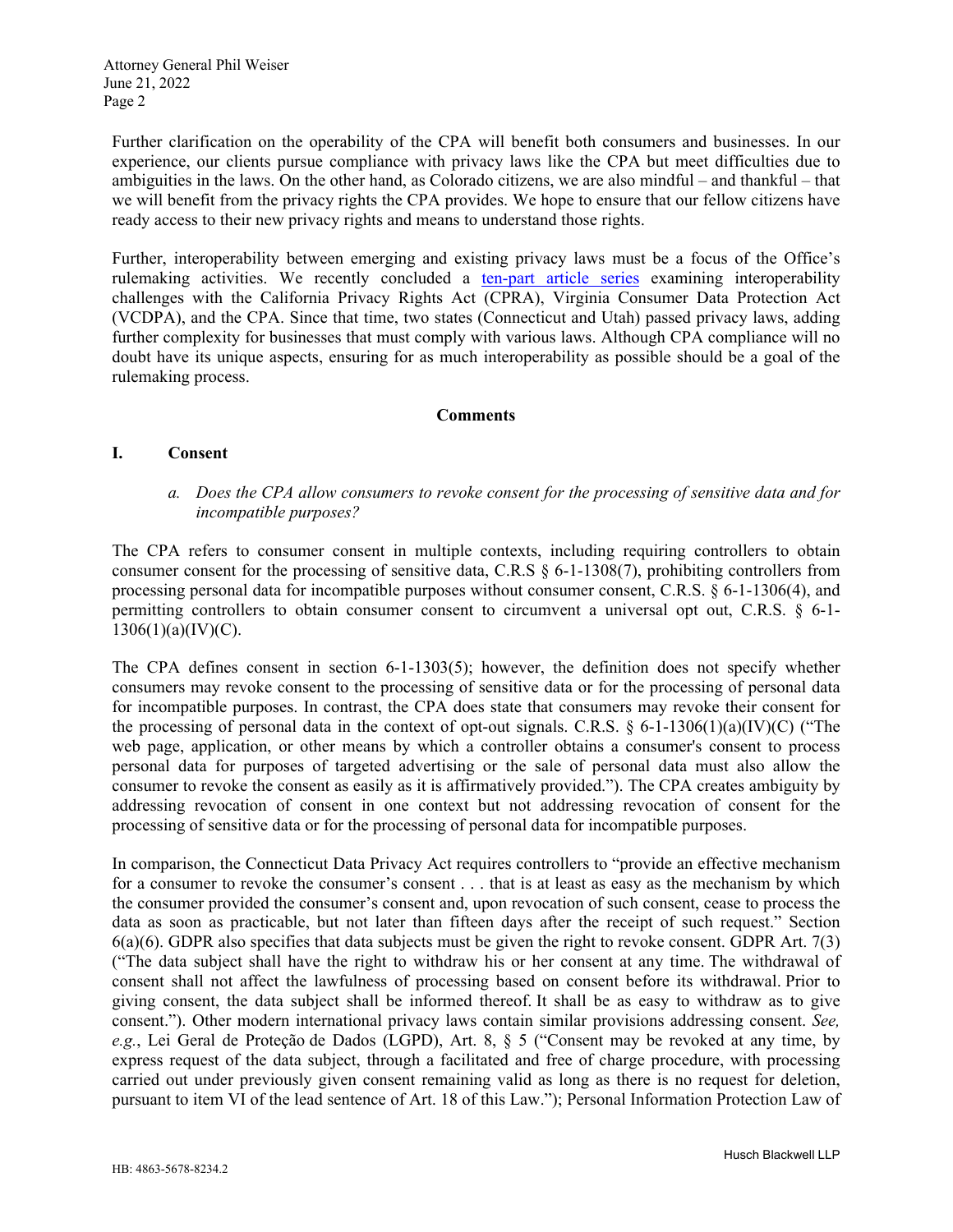Further clarification on the operability of the CPA will benefit both consumers and businesses. In our experience, our clients pursue compliance with privacy laws like the CPA but meet difficulties due to ambiguities in the laws. On the other hand, as Colorado citizens, we are also mindful – and thankful – that we will benefit from the privacy rights the CPA provides. We hope to ensure that our fellow citizens have ready access to their new privacy rights and means to understand those rights.

Further, interoperability between emerging and existing privacy laws must be a focus of the Office's rulemaking activities. We recently concluded a ten-part article series examining interoperability challenges with the California Privacy Rights Act (CPRA), Virginia Consumer Data Protection Act (VCDPA), and the CPA. Since that time, two states (Connecticut and Utah) passed privacy laws, adding further complexity for businesses that must comply with various laws. Although CPA compliance will no doubt have its unique aspects, ensuring for as much interoperability as possible should be a goal of the rulemaking process.

## Comments

### I. Consent

*a. Does the CPA allow consumers to revoke consent for the processing of sensitive data and for incompatible purposes?*

The CPA refers to consumer consent in multiple contexts, including requiring controllers to obtain consumer consent for the processing of sensitive data, C.R.S § 6-1-1308(7), prohibiting controllers from processing personal data for incompatible purposes without consumer consent, C.R.S. § 6-1-1306(4), and permitting controllers to obtain consumer consent to circumvent a universal opt out, C.R.S. § 6-1-1306(1)(a)(IV)(C).

The CPA defines consent in section 6-1-1303(5); however, the definition does not specify whether consumers may revoke consent to the processing of sensitive data or for the processing of personal data for incompatible purposes. In contrast, the CPA does state that consumers may revoke their consent for the processing of personal data in the context of opt-out signals. C.R.S. § 6-1-1306(1)(a)(IV)(C) ("The web page, application, or other means by which a controller obtains a consumer's consent to process personal data for purposes of targeted advertising or the sale of personal data must also allow the consumer to revoke the consent as easily as it is affirmatively provided."). The CPA creates ambiguity by addressing revocation of consent in one context but not addressing revocation of consent for the processing of sensitive data or for the processing of personal data for incompatible purposes.

In comparison, the Connecticut Data Privacy Act requires controllers to "provide an effective mechanism for a consumer to revoke the consumer's consent . . . that is at least as easy as the mechanism by which the consumer provided the consumer's consent and, upon revocation of such consent, cease to process the data as soon as practicable, but not later than fifteen days after the receipt of such request." Section 6(a)(6). GDPR also specifies that data subjects must be given the right to revoke consent. GDPR Art. 7(3) ("The data subject shall have the right to withdraw his or her consent at any time. The withdrawal of consent shall not affect the lawfulness of processing based on consent before its withdrawal. Prior to giving consent, the data subject shall be informed thereof. It shall be as easy to withdraw as to give consent."). Other modern international privacy laws contain similar provisions addressing consent. *See, e.g.*, Lei Geral de Proteção de Dados (LGPD), Art. 8, § 5 ("Consent may be revoked at any time, by express request of the data subject, through a facilitated and free of charge procedure, with processing carried out under previously given consent remaining valid as long as there is no request for deletion, pursuant to item VI of the lead sentence of Art. 18 of this Law."); Personal Information Protection Law of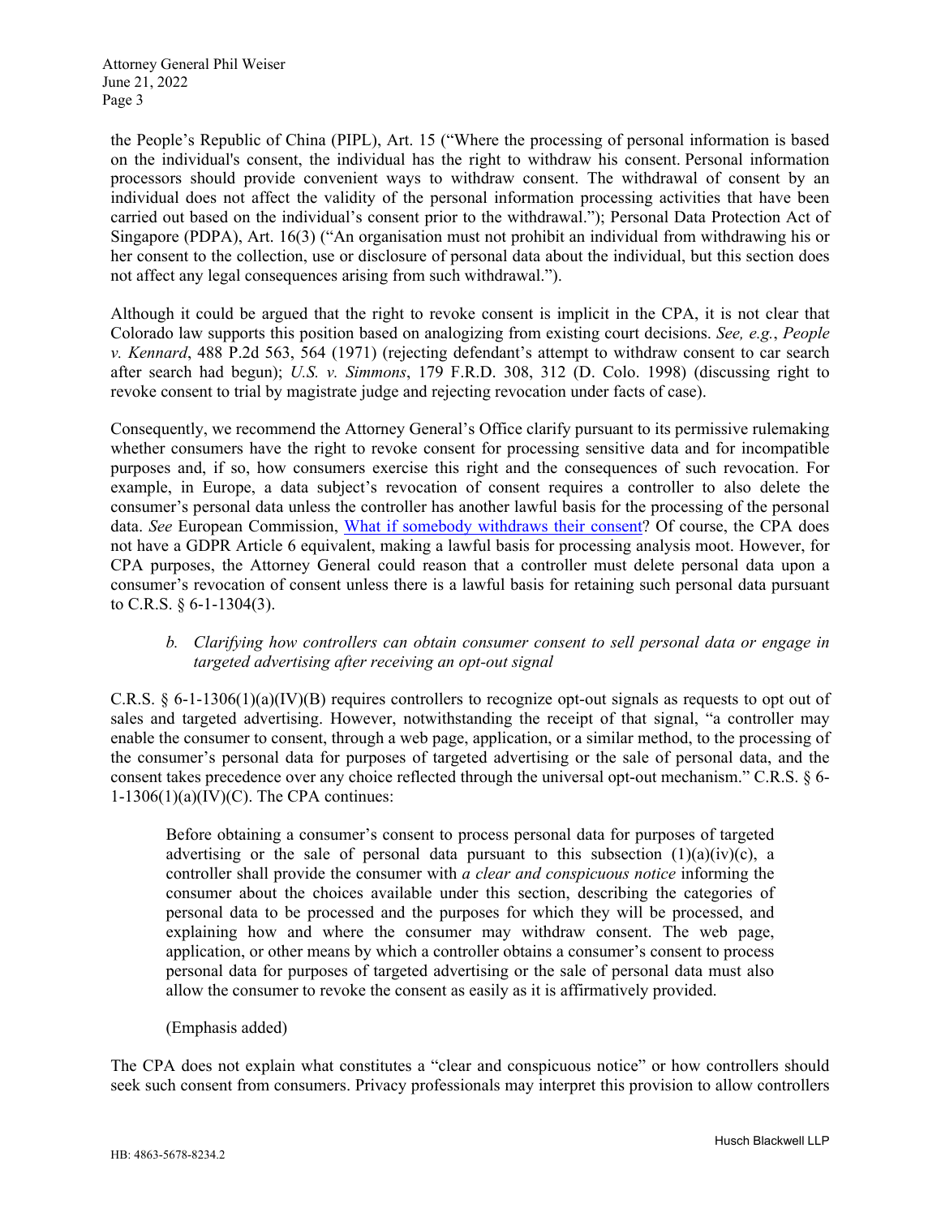the People's Republic of China (PIPL), Art. 15 ("Where the processing of personal information is based on the individual's consent, the individual has the right to withdraw his consent. Personal information processors should provide convenient ways to withdraw consent. The withdrawal of consent by an individual does not affect the validity of the personal information processing activities that have been carried out based on the individual's consent prior to the withdrawal."); Personal Data Protection Act of Singapore (PDPA), Art. 16(3) ("An organisation must not prohibit an individual from withdrawing his or her consent to the collection, use or disclosure of personal data about the individual, but this section does not affect any legal consequences arising from such withdrawal.").

Although it could be argued that the right to revoke consent is implicit in the CPA, it is not clear that Colorado law supports this position based on analogizing from existing court decisions. *See, e.g.*, *People v. Kennard*, 488 P.2d 563, 564 (1971) (rejecting defendant's attempt to withdraw consent to car search after search had begun); *U.S. v. Simmons*, 179 F.R.D. 308, 312 (D. Colo. 1998) (discussing right to revoke consent to trial by magistrate judge and rejecting revocation under facts of case).

Consequently, we recommend the Attorney General's Office clarify pursuant to its permissive rulemaking whether consumers have the right to revoke consent for processing sensitive data and for incompatible purposes and, if so, how consumers exercise this right and the consequences of such revocation. For example, in Europe, a data subject's revocation of consent requires a controller to also delete the consumer's personal data unless the controller has another lawful basis for the processing of the personal data. *See* European Commission, What if somebody withdraws their consent? Of course, the CPA does not have a GDPR Article 6 equivalent, making a lawful basis for processing analysis moot. However, for CPA purposes, the Attorney General could reason that a controller must delete personal data upon a consumer's revocation of consent unless there is a lawful basis for retaining such personal data pursuant to C.R.S. § 6-1-1304(3).

*b. Clarifying how controllers can obtain consumer consent to sell personal data or engage in targeted advertising after receiving an opt-out signal*

C.R.S. § 6-1-1306(1)(a)(IV)(B) requires controllers to recognize opt-out signals as requests to opt out of sales and targeted advertising. However, notwithstanding the receipt of that signal, "a controller may enable the consumer to consent, through a web page, application, or a similar method, to the processing of the consumer's personal data for purposes of targeted advertising or the sale of personal data, and the consent takes precedence over any choice reflected through the universal opt-out mechanism." C.R.S. § 6-1-1306(1)(a)(IV)(C). The CPA continues:

> Before obtaining a consumer's consent to process personal data for purposes of targeted advertising or the sale of personal data pursuant to this subsection (1)(a)(iv)(c), a controller shall provide the consumer with *a clear and conspicuous notice* informing the consumer about the choices available under this section, describing the categories of personal data to be processed and the purposes for which they will be processed, and explaining how and where the consumer may withdraw consent. The web page, application, or other means by which a controller obtains a consumer's consent to process personal data for purposes of targeted advertising or the sale of personal data must also allow the consumer to revoke the consent as easily as it is affirmatively provided.
>
> (Emphasis added)

The CPA does not explain what constitutes a "clear and conspicuous notice" or how controllers should seek such consent from consumers. Privacy professionals may interpret this provision to allow controllers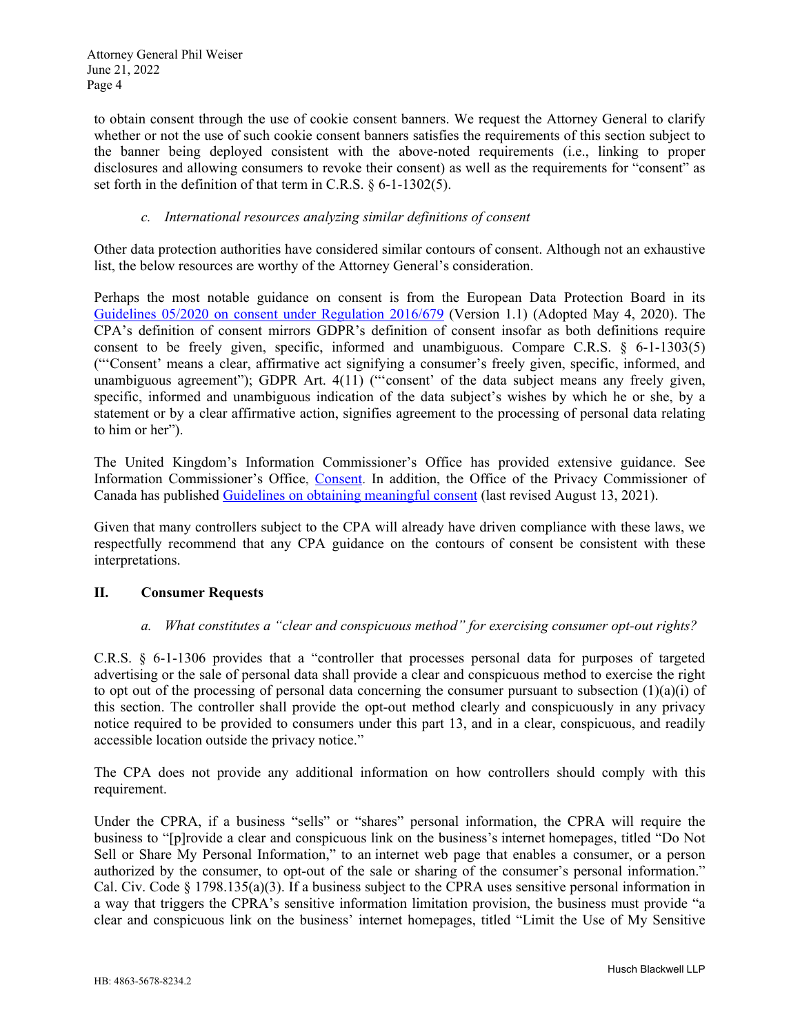to obtain consent through the use of cookie consent banners. We request the Attorney General to clarify whether or not the use of such cookie consent banners satisfies the requirements of this section subject to the banner being deployed consistent with the above-noted requirements (i.e., linking to proper disclosures and allowing consumers to revoke their consent) as well as the requirements for "consent" as set forth in the definition of that term in C.R.S. § 6-1-1302(5).

### *c. International resources analyzing similar definitions of consent*

Other data protection authorities have considered similar contours of consent. Although not an exhaustive list, the below resources are worthy of the Attorney General's consideration.

Perhaps the most notable guidance on consent is from the European Data Protection Board in its Guidelines 05/2020 on consent under Regulation 2016/679 (Version 1.1) (Adopted May 4, 2020). The CPA's definition of consent mirrors GDPR's definition of consent insofar as both definitions require consent to be freely given, specific, informed and unambiguous. Compare C.R.S. § 6-1-1303(5) ("'Consent' means a clear, affirmative act signifying a consumer's freely given, specific, informed, and unambiguous agreement"); GDPR Art. 4(11) ("'consent' of the data subject means any freely given, specific, informed and unambiguous indication of the data subject's wishes by which he or she, by a statement or by a clear affirmative action, signifies agreement to the processing of personal data relating to him or her").

The United Kingdom's Information Commissioner's Office has provided extensive guidance. See Information Commissioner's Office, Consent. In addition, the Office of the Privacy Commissioner of Canada has published Guidelines on obtaining meaningful consent (last revised August 13, 2021).

Given that many controllers subject to the CPA will already have driven compliance with these laws, we respectfully recommend that any CPA guidance on the contours of consent be consistent with these interpretations.

## II. Consumer Requests

### *a. What constitutes a "clear and conspicuous method" for exercising consumer opt-out rights?*

C.R.S. § 6-1-1306 provides that a "controller that processes personal data for purposes of targeted advertising or the sale of personal data shall provide a clear and conspicuous method to exercise the right to opt out of the processing of personal data concerning the consumer pursuant to subsection (1)(a)(i) of this section. The controller shall provide the opt-out method clearly and conspicuously in any privacy notice required to be provided to consumers under this part 13, and in a clear, conspicuous, and readily accessible location outside the privacy notice."

The CPA does not provide any additional information on how controllers should comply with this requirement.

Under the CPRA, if a business "sells" or "shares" personal information, the CPRA will require the business to "[p]rovide a clear and conspicuous link on the business's internet homepages, titled "Do Not Sell or Share My Personal Information," to an internet web page that enables a consumer, or a person authorized by the consumer, to opt-out of the sale or sharing of the consumer's personal information." Cal. Civ. Code § 1798.135(a)(3). If a business subject to the CPRA uses sensitive personal information in a way that triggers the CPRA's sensitive information limitation provision, the business must provide "a clear and conspicuous link on the business' internet homepages, titled "Limit the Use of My Sensitive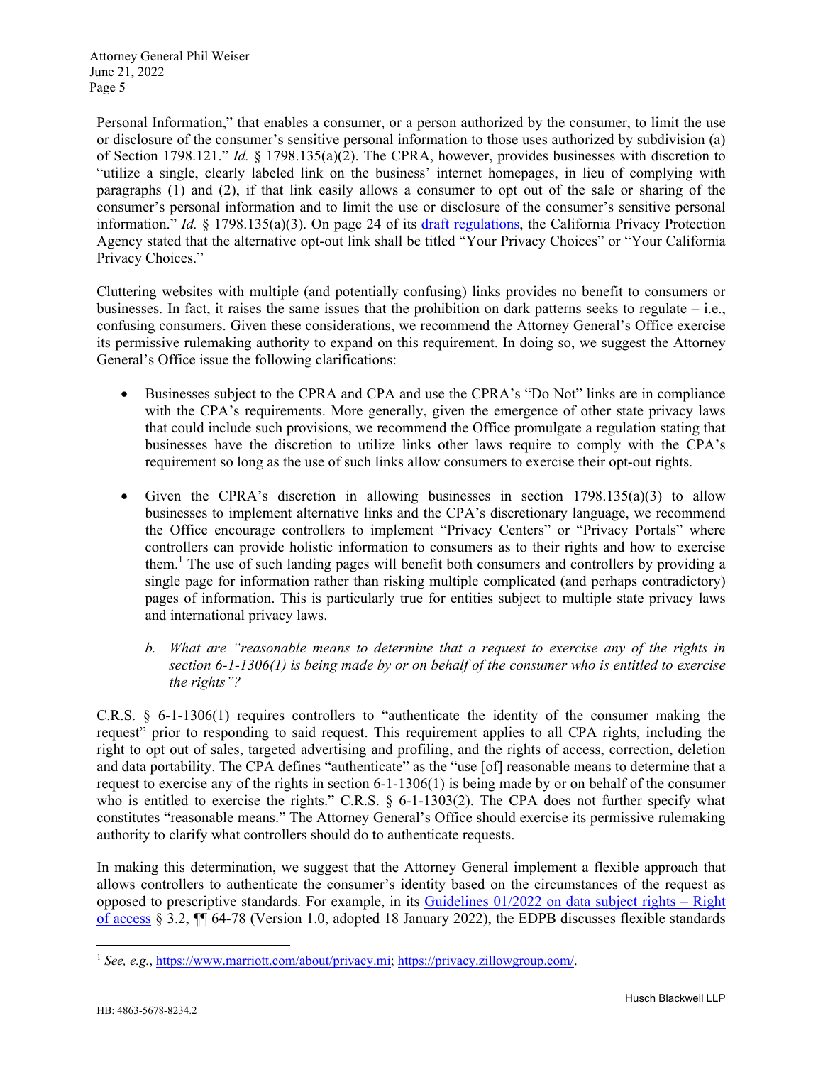Personal Information," that enables a consumer, or a person authorized by the consumer, to limit the use or disclosure of the consumer's sensitive personal information to those uses authorized by subdivision (a) of Section 1798.121." *Id.* § 1798.135(a)(2). The CPRA, however, provides businesses with discretion to "utilize a single, clearly labeled link on the business' internet homepages, in lieu of complying with paragraphs (1) and (2), if that link easily allows a consumer to opt out of the sale or sharing of the consumer's personal information and to limit the use or disclosure of the consumer's sensitive personal information." *Id.* § 1798.135(a)(3). On page 24 of its draft regulations, the California Privacy Protection Agency stated that the alternative opt-out link shall be titled "Your Privacy Choices" or "Your California Privacy Choices."

Cluttering websites with multiple (and potentially confusing) links provides no benefit to consumers or businesses. In fact, it raises the same issues that the prohibition on dark patterns seeks to regulate – i.e., confusing consumers. Given these considerations, we recommend the Attorney General's Office exercise its permissive rulemaking authority to expand on this requirement. In doing so, we suggest the Attorney General's Office issue the following clarifications:

- Businesses subject to the CPRA and CPA and use the CPRA's "Do Not" links are in compliance with the CPA's requirements. More generally, given the emergence of other state privacy laws that could include such provisions, we recommend the Office promulgate a regulation stating that businesses have the discretion to utilize links other laws require to comply with the CPA's requirement so long as the use of such links allow consumers to exercise their opt-out rights.

- Given the CPRA's discretion in allowing businesses in section 1798.135(a)(3) to allow businesses to implement alternative links and the CPA's discretionary language, we recommend the Office encourage controllers to implement "Privacy Centers" or "Privacy Portals" where controllers can provide holistic information to consumers as to their rights and how to exercise them.[1] The use of such landing pages will benefit both consumers and controllers by providing a single page for information rather than risking multiple complicated (and perhaps contradictory) pages of information. This is particularly true for entities subject to multiple state privacy laws and international privacy laws.

  b. *What are "reasonable means to determine that a request to exercise any of the rights in section 6-1-1306(1) is being made by or on behalf of the consumer who is entitled to exercise the rights"?*

C.R.S. § 6-1-1306(1) requires controllers to "authenticate the identity of the consumer making the request" prior to responding to said request. This requirement applies to all CPA rights, including the right to opt out of sales, targeted advertising and profiling, and the rights of access, correction, deletion and data portability. The CPA defines "authenticate" as the "use [of] reasonable means to determine that a request to exercise any of the rights in section 6-1-1306(1) is being made by or on behalf of the consumer who is entitled to exercise the rights." C.R.S. § 6-1-1303(2). The CPA does not further specify what constitutes "reasonable means." The Attorney General's Office should exercise its permissive rulemaking authority to clarify what controllers should do to authenticate requests.

In making this determination, we suggest that the Attorney General implement a flexible approach that allows controllers to authenticate the consumer's identity based on the circumstances of the request as opposed to prescriptive standards. For example, in its Guidelines 01/2022 on data subject rights – Right of access § 3.2, ¶¶ 64-78 (Version 1.0, adopted 18 January 2022), the EDPB discusses flexible standards

[1] *See, e.g.*, https://www.marriott.com/about/privacy.mi; https://privacy.zillowgroup.com/.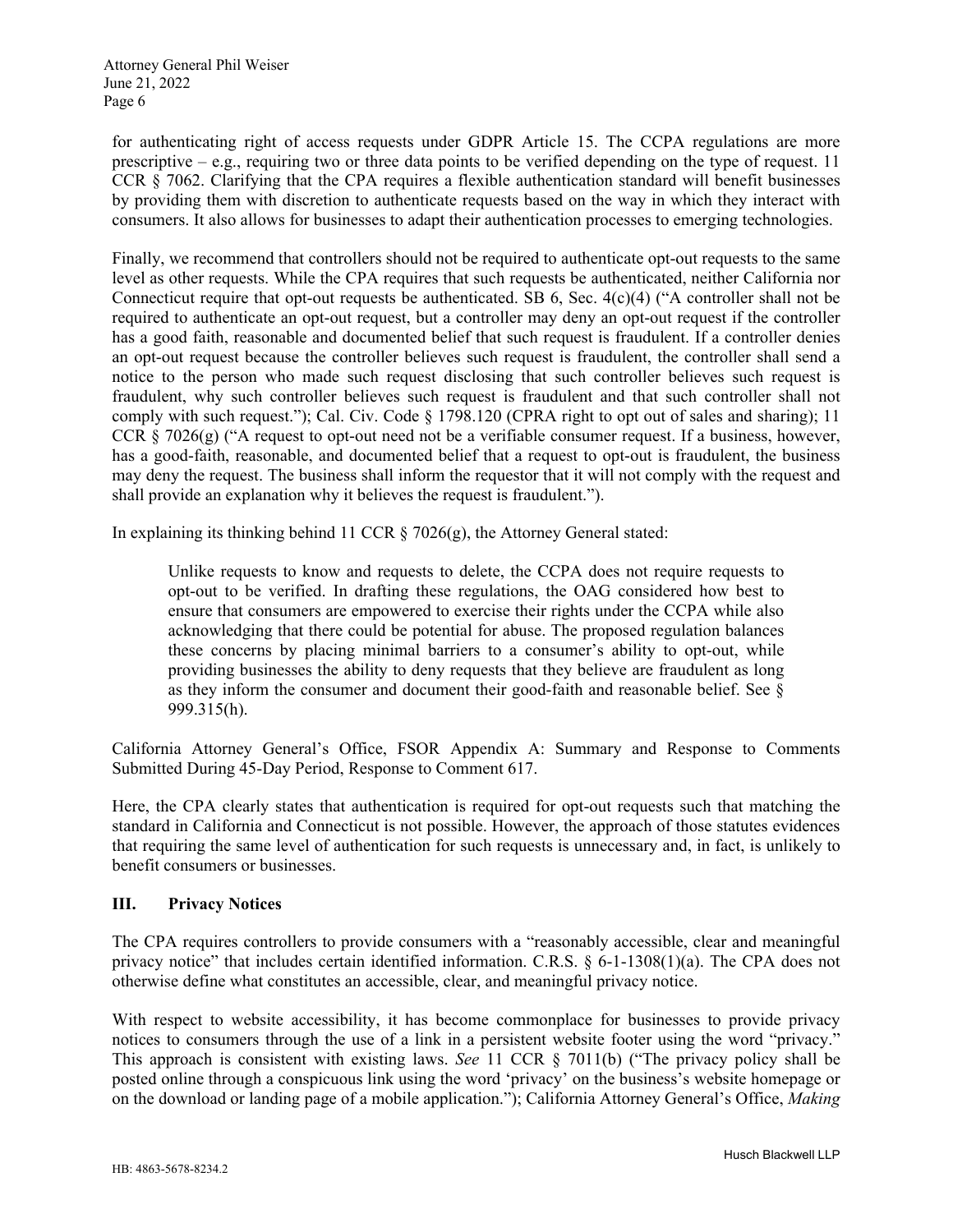for authenticating right of access requests under GDPR Article 15. The CCPA regulations are more prescriptive – e.g., requiring two or three data points to be verified depending on the type of request. 11 CCR § 7062. Clarifying that the CPA requires a flexible authentication standard will benefit businesses by providing them with discretion to authenticate requests based on the way in which they interact with consumers. It also allows for businesses to adapt their authentication processes to emerging technologies.

Finally, we recommend that controllers should not be required to authenticate opt-out requests to the same level as other requests. While the CPA requires that such requests be authenticated, neither California nor Connecticut require that opt-out requests be authenticated. SB 6, Sec. 4(c)(4) ("A controller shall not be required to authenticate an opt-out request, but a controller may deny an opt-out request if the controller has a good faith, reasonable and documented belief that such request is fraudulent. If a controller denies an opt-out request because the controller believes such request is fraudulent, the controller shall send a notice to the person who made such request disclosing that such controller believes such request is fraudulent, why such controller believes such request is fraudulent and that such controller shall not comply with such request."); Cal. Civ. Code § 1798.120 (CPRA right to opt out of sales and sharing); 11 CCR § 7026(g) ("A request to opt-out need not be a verifiable consumer request. If a business, however, has a good-faith, reasonable, and documented belief that a request to opt-out is fraudulent, the business may deny the request. The business shall inform the requestor that it will not comply with the request and shall provide an explanation why it believes the request is fraudulent.").

In explaining its thinking behind 11 CCR § 7026(g), the Attorney General stated:

> Unlike requests to know and requests to delete, the CCPA does not require requests to opt-out to be verified. In drafting these regulations, the OAG considered how best to ensure that consumers are empowered to exercise their rights under the CCPA while also acknowledging that there could be potential for abuse. The proposed regulation balances these concerns by placing minimal barriers to a consumer's ability to opt-out, while providing businesses the ability to deny requests that they believe are fraudulent as long as they inform the consumer and document their good-faith and reasonable belief. See § 999.315(h).

California Attorney General's Office, FSOR Appendix A: Summary and Response to Comments Submitted During 45-Day Period, Response to Comment 617.

Here, the CPA clearly states that authentication is required for opt-out requests such that matching the standard in California and Connecticut is not possible. However, the approach of those statutes evidences that requiring the same level of authentication for such requests is unnecessary and, in fact, is unlikely to benefit consumers or businesses.

## III. Privacy Notices

The CPA requires controllers to provide consumers with a "reasonably accessible, clear and meaningful privacy notice" that includes certain identified information. C.R.S. § 6-1-1308(1)(a). The CPA does not otherwise define what constitutes an accessible, clear, and meaningful privacy notice.

With respect to website accessibility, it has become commonplace for businesses to provide privacy notices to consumers through the use of a link in a persistent website footer using the word "privacy." This approach is consistent with existing laws. *See* 11 CCR § 7011(b) ("The privacy policy shall be posted online through a conspicuous link using the word 'privacy' on the business's website homepage or on the download or landing page of a mobile application."); California Attorney General's Office, *Making*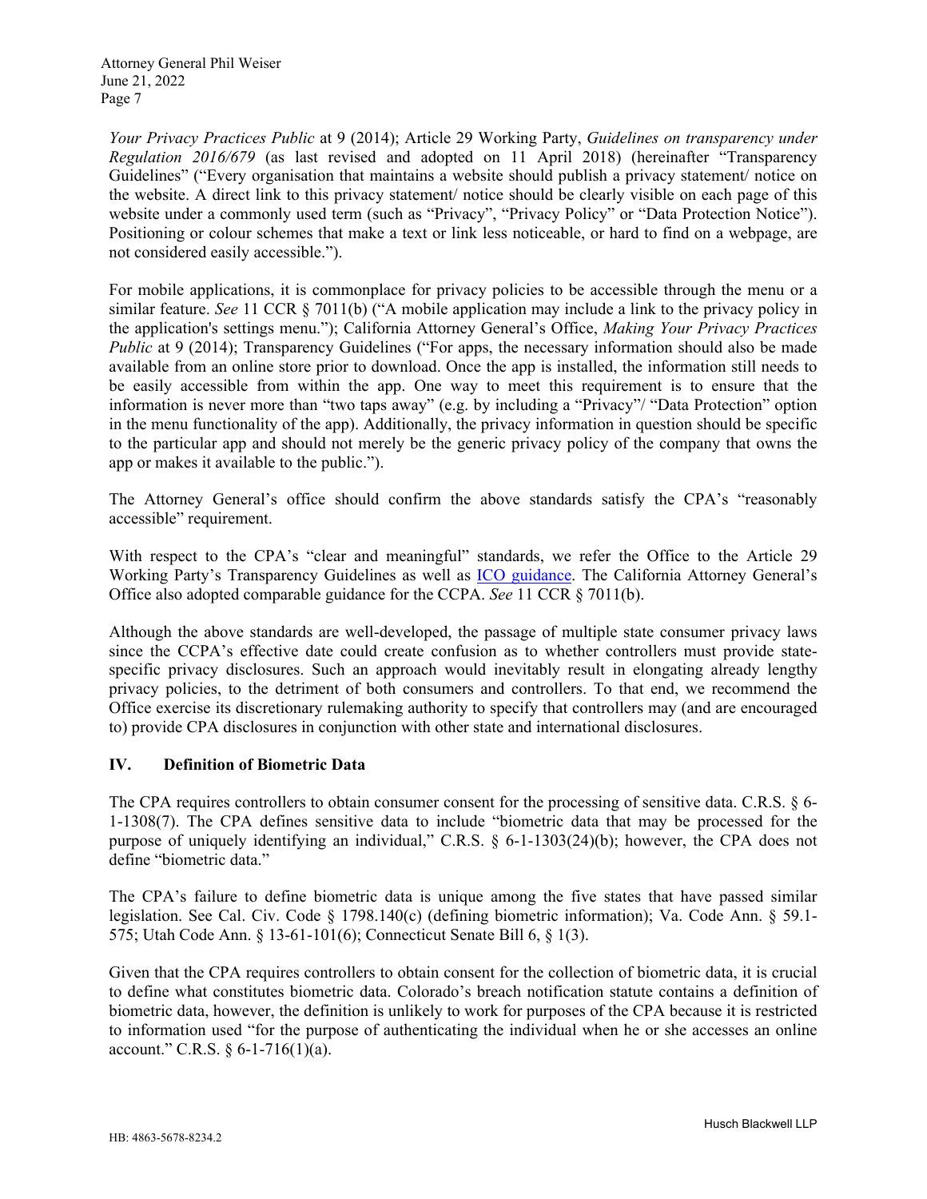*Your Privacy Practices Public* at 9 (2014); Article 29 Working Party, *Guidelines on transparency under Regulation 2016/679* (as last revised and adopted on 11 April 2018) (hereinafter "Transparency Guidelines" ("Every organisation that maintains a website should publish a privacy statement/ notice on the website. A direct link to this privacy statement/ notice should be clearly visible on each page of this website under a commonly used term (such as "Privacy", "Privacy Policy" or "Data Protection Notice"). Positioning or colour schemes that make a text or link less noticeable, or hard to find on a webpage, are not considered easily accessible.").

For mobile applications, it is commonplace for privacy policies to be accessible through the menu or a similar feature. *See* 11 CCR § 7011(b) ("A mobile application may include a link to the privacy policy in the application's settings menu."); California Attorney General's Office, *Making Your Privacy Practices Public* at 9 (2014); Transparency Guidelines ("For apps, the necessary information should also be made available from an online store prior to download. Once the app is installed, the information still needs to be easily accessible from within the app. One way to meet this requirement is to ensure that the information is never more than "two taps away" (e.g. by including a "Privacy"/ "Data Protection" option in the menu functionality of the app). Additionally, the privacy information in question should be specific to the particular app and should not merely be the generic privacy policy of the company that owns the app or makes it available to the public.").

The Attorney General's office should confirm the above standards satisfy the CPA's "reasonably accessible" requirement.

With respect to the CPA's "clear and meaningful" standards, we refer the Office to the Article 29 Working Party's Transparency Guidelines as well as ICO guidance. The California Attorney General's Office also adopted comparable guidance for the CCPA. *See* 11 CCR § 7011(b).

Although the above standards are well-developed, the passage of multiple state consumer privacy laws since the CCPA's effective date could create confusion as to whether controllers must provide state-specific privacy disclosures. Such an approach would inevitably result in elongating already lengthy privacy policies, to the detriment of both consumers and controllers. To that end, we recommend the Office exercise its discretionary rulemaking authority to specify that controllers may (and are encouraged to) provide CPA disclosures in conjunction with other state and international disclosures.

## IV. Definition of Biometric Data

The CPA requires controllers to obtain consumer consent for the processing of sensitive data. C.R.S. § 6-1-1308(7). The CPA defines sensitive data to include "biometric data that may be processed for the purpose of uniquely identifying an individual," C.R.S. § 6-1-1303(24)(b); however, the CPA does not define "biometric data."

The CPA's failure to define biometric data is unique among the five states that have passed similar legislation. See Cal. Civ. Code § 1798.140(c) (defining biometric information); Va. Code Ann. § 59.1-575; Utah Code Ann. § 13-61-101(6); Connecticut Senate Bill 6, § 1(3).

Given that the CPA requires controllers to obtain consent for the collection of biometric data, it is crucial to define what constitutes biometric data. Colorado's breach notification statute contains a definition of biometric data, however, the definition is unlikely to work for purposes of the CPA because it is restricted to information used "for the purpose of authenticating the individual when he or she accesses an online account." C.R.S. § 6-1-716(1)(a).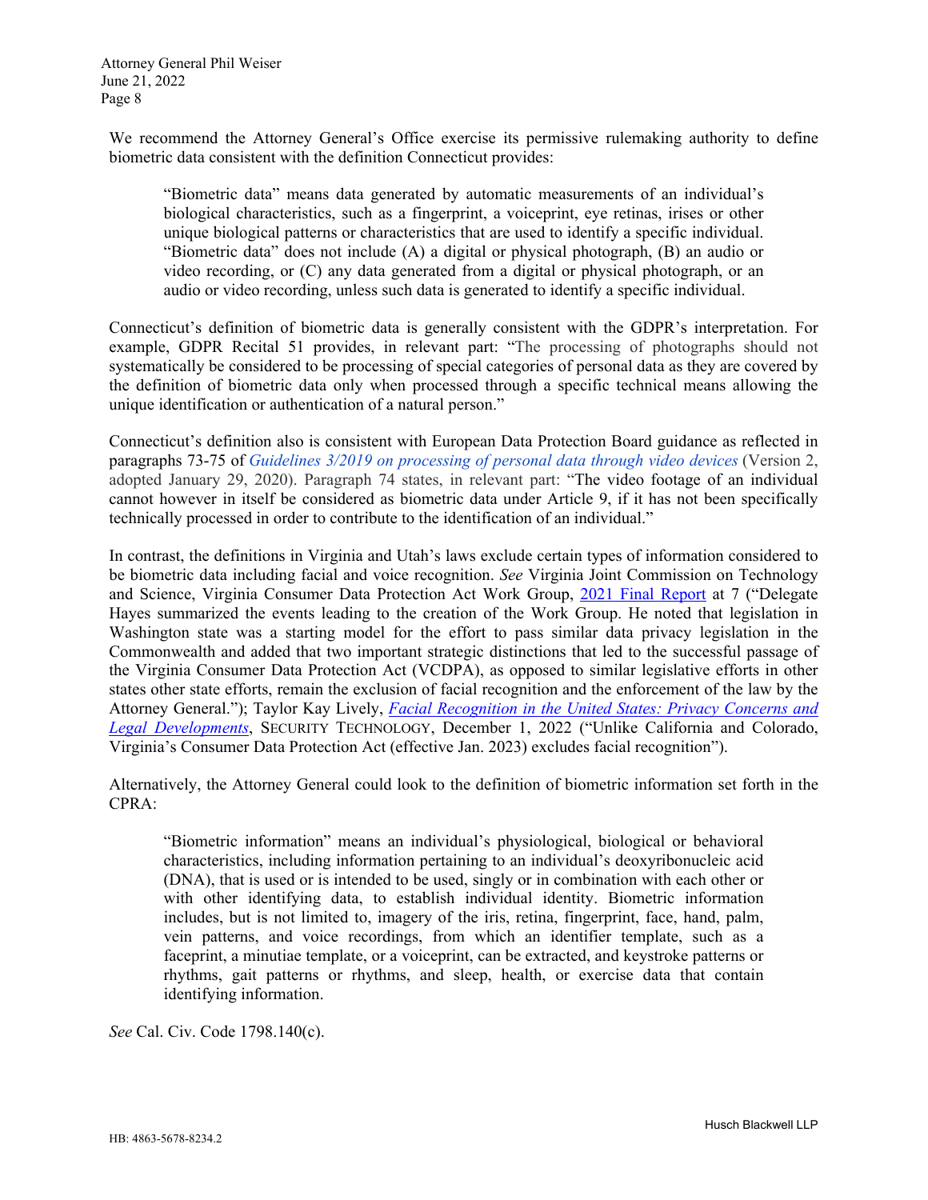We recommend the Attorney General's Office exercise its permissive rulemaking authority to define biometric data consistent with the definition Connecticut provides:

> "Biometric data" means data generated by automatic measurements of an individual's biological characteristics, such as a fingerprint, a voiceprint, eye retinas, irises or other unique biological patterns or characteristics that are used to identify a specific individual. "Biometric data" does not include (A) a digital or physical photograph, (B) an audio or video recording, or (C) any data generated from a digital or physical photograph, or an audio or video recording, unless such data is generated to identify a specific individual.

Connecticut's definition of biometric data is generally consistent with the GDPR's interpretation. For example, GDPR Recital 51 provides, in relevant part: "The processing of photographs should not systematically be considered to be processing of special categories of personal data as they are covered by the definition of biometric data only when processed through a specific technical means allowing the unique identification or authentication of a natural person."

Connecticut's definition also is consistent with European Data Protection Board guidance as reflected in paragraphs 73-75 of *Guidelines 3/2019 on processing of personal data through video devices* (Version 2, adopted January 29, 2020). Paragraph 74 states, in relevant part: "The video footage of an individual cannot however in itself be considered as biometric data under Article 9, if it has not been specifically technically processed in order to contribute to the identification of an individual."

In contrast, the definitions in Virginia and Utah's laws exclude certain types of information considered to be biometric data including facial and voice recognition. *See* Virginia Joint Commission on Technology and Science, Virginia Consumer Data Protection Act Work Group, 2021 Final Report at 7 ("Delegate Hayes summarized the events leading to the creation of the Work Group. He noted that legislation in Washington state was a starting model for the effort to pass similar data privacy legislation in the Commonwealth and added that two important strategic distinctions that led to the successful passage of the Virginia Consumer Data Protection Act (VCDPA), as opposed to similar legislative efforts in other states other state efforts, remain the exclusion of facial recognition and the enforcement of the law by the Attorney General."); Taylor Kay Lively, *Facial Recognition in the United States: Privacy Concerns and Legal Developments*, SECURITY TECHNOLOGY, December 1, 2022 ("Unlike California and Colorado, Virginia's Consumer Data Protection Act (effective Jan. 2023) excludes facial recognition").

Alternatively, the Attorney General could look to the definition of biometric information set forth in the CPRA:

> "Biometric information" means an individual's physiological, biological or behavioral characteristics, including information pertaining to an individual's deoxyribonucleic acid (DNA), that is used or is intended to be used, singly or in combination with each other or with other identifying data, to establish individual identity. Biometric information includes, but is not limited to, imagery of the iris, retina, fingerprint, face, hand, palm, vein patterns, and voice recordings, from which an identifier template, such as a faceprint, a minutiae template, or a voiceprint, can be extracted, and keystroke patterns or rhythms, gait patterns or rhythms, and sleep, health, or exercise data that contain identifying information.

*See* Cal. Civ. Code 1798.140(c).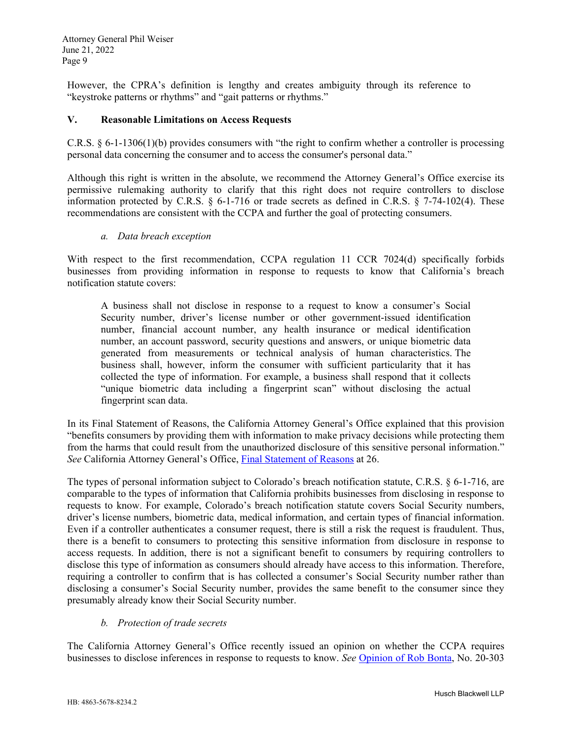However, the CPRA's definition is lengthy and creates ambiguity through its reference to "keystroke patterns or rhythms" and "gait patterns or rhythms."

## V. Reasonable Limitations on Access Requests

C.R.S. § 6-1-1306(1)(b) provides consumers with "the right to confirm whether a controller is processing personal data concerning the consumer and to access the consumer's personal data."

Although this right is written in the absolute, we recommend the Attorney General's Office exercise its permissive rulemaking authority to clarify that this right does not require controllers to disclose information protected by C.R.S. § 6-1-716 or trade secrets as defined in C.R.S. § 7-74-102(4). These recommendations are consistent with the CCPA and further the goal of protecting consumers.

### *a. Data breach exception*

With respect to the first recommendation, CCPA regulation 11 CCR 7024(d) specifically forbids businesses from providing information in response to requests to know that California's breach notification statute covers:

> A business shall not disclose in response to a request to know a consumer's Social Security number, driver's license number or other government-issued identification number, financial account number, any health insurance or medical identification number, an account password, security questions and answers, or unique biometric data generated from measurements or technical analysis of human characteristics. The business shall, however, inform the consumer with sufficient particularity that it has collected the type of information. For example, a business shall respond that it collects "unique biometric data including a fingerprint scan" without disclosing the actual fingerprint scan data.

In its Final Statement of Reasons, the California Attorney General's Office explained that this provision "benefits consumers by providing them with information to make privacy decisions while protecting them from the harms that could result from the unauthorized disclosure of this sensitive personal information." *See* California Attorney General's Office, Final Statement of Reasons at 26.

The types of personal information subject to Colorado's breach notification statute, C.R.S. § 6-1-716, are comparable to the types of information that California prohibits businesses from disclosing in response to requests to know. For example, Colorado's breach notification statute covers Social Security numbers, driver's license numbers, biometric data, medical information, and certain types of financial information. Even if a controller authenticates a consumer request, there is still a risk the request is fraudulent. Thus, there is a benefit to consumers to protecting this sensitive information from disclosure in response to access requests. In addition, there is not a significant benefit to consumers by requiring controllers to disclose this type of information as consumers should already have access to this information. Therefore, requiring a controller to confirm that is has collected a consumer's Social Security number rather than disclosing a consumer's Social Security number, provides the same benefit to the consumer since they presumably already know their Social Security number.

### *b. Protection of trade secrets*

The California Attorney General's Office recently issued an opinion on whether the CCPA requires businesses to disclose inferences in response to requests to know. *See* Opinion of Rob Bonta, No. 20-303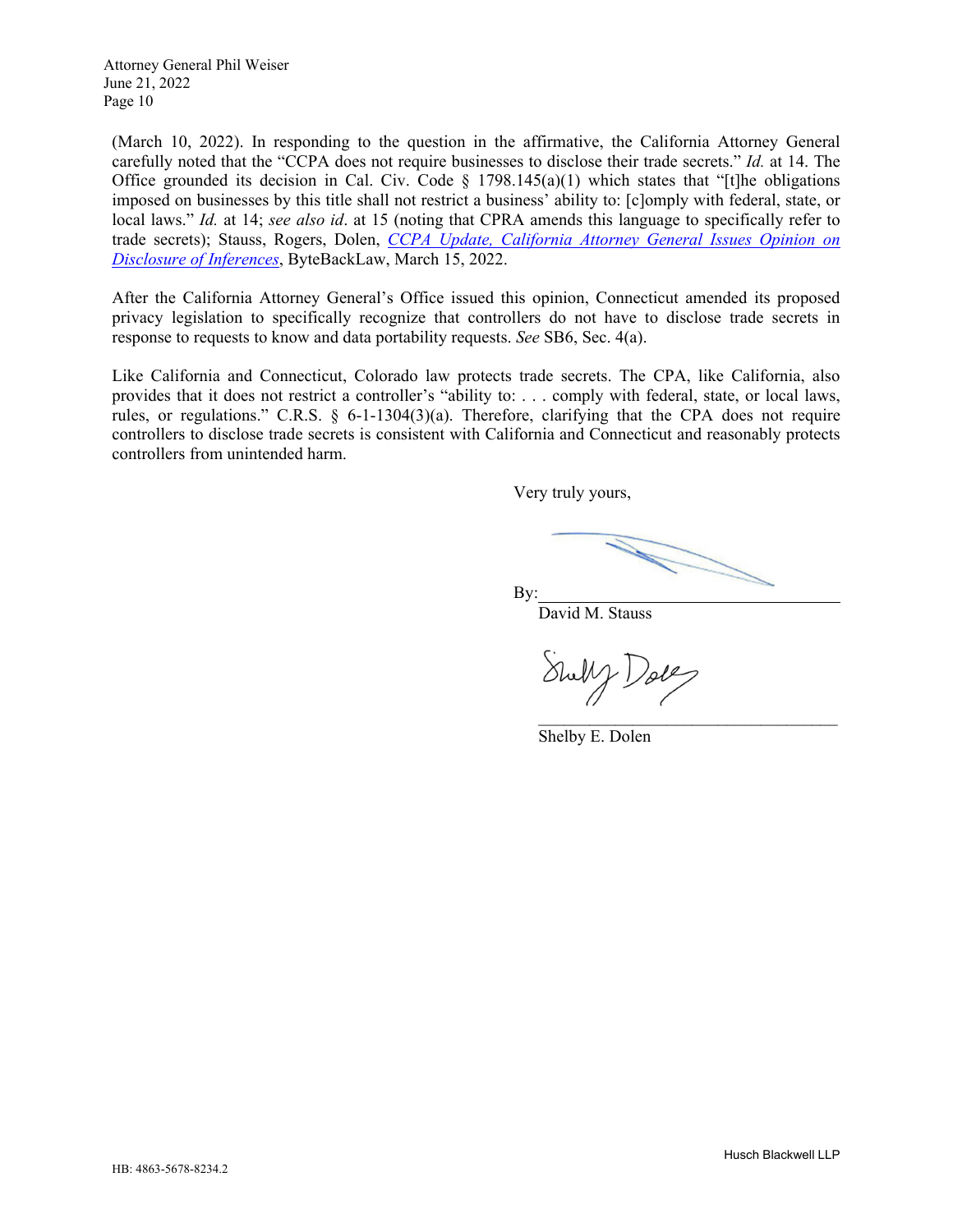(March 10, 2022). In responding to the question in the affirmative, the California Attorney General carefully noted that the "CCPA does not require businesses to disclose their trade secrets." *Id.* at 14. The Office grounded its decision in Cal. Civ. Code § 1798.145(a)(1) which states that "[t]he obligations imposed on businesses by this title shall not restrict a business' ability to: [c]omply with federal, state, or local laws." *Id.* at 14; *see also id*. at 15 (noting that CPRA amends this language to specifically refer to trade secrets); Stauss, Rogers, Dolen, *CCPA Update, California Attorney General Issues Opinion on Disclosure of Inferences*, ByteBackLaw, March 15, 2022.

After the California Attorney General's Office issued this opinion, Connecticut amended its proposed privacy legislation to specifically recognize that controllers do not have to disclose trade secrets in response to requests to know and data portability requests. *See* SB6, Sec. 4(a).

Like California and Connecticut, Colorado law protects trade secrets. The CPA, like California, also provides that it does not restrict a controller's "ability to: . . . comply with federal, state, or local laws, rules, or regulations." C.R.S. § 6-1-1304(3)(a). Therefore, clarifying that the CPA does not require controllers to disclose trade secrets is consistent with California and Connecticut and reasonably protects controllers from unintended harm.

Very truly yours,

By: \_\_\_\_\_\_\_\_\_\_\_\_\_\_\_\_\_\_\_\_\_\_\_\_\_\_\_\_\_\_\_\_\_\_\_
David M. Stauss

\_\_\_\_\_\_\_\_\_\_\_\_\_\_\_\_\_\_\_\_\_\_\_\_\_\_\_\_\_\_\_\_\_\_\_
Shelby E. Dolen

HB: 4863-5678-8234.2